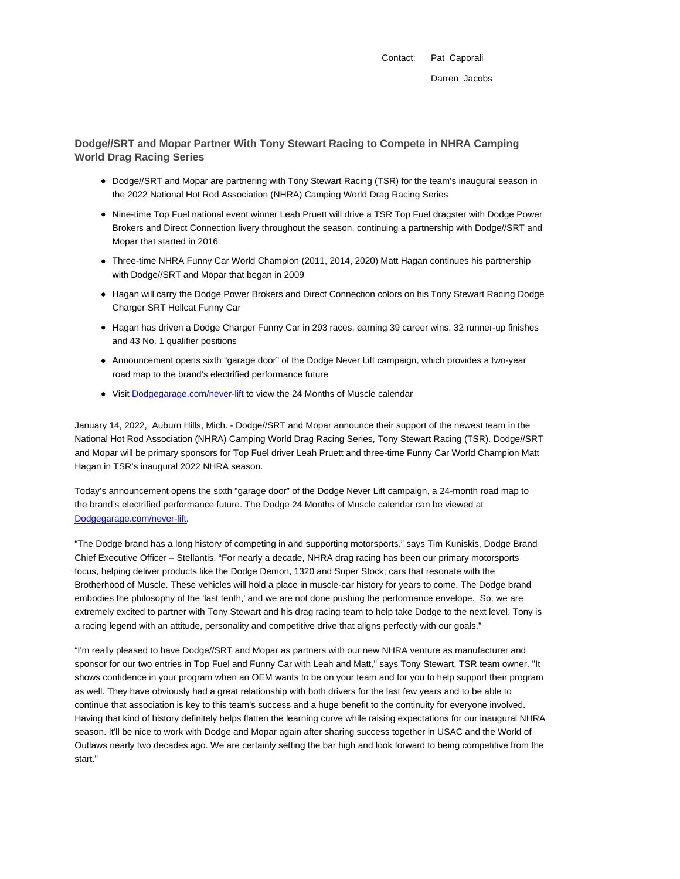Contact: Pat Caporali

Darren Jacobs

## Dodge//SRT and Mopar Partner With Tony Stewart Racing to Compete in NHRA Camping World Drag Racing Series

- Dodge//SRT and Mopar are partnering with Tony Stewart Racing (TSR) for the team's inaugural season in the 2022 National Hot Rod Association (NHRA) Camping World Drag Racing Series
- Nine-time Top Fuel national event winner Leah Pruett will drive a TSR Top Fuel dragster with Dodge Power Brokers and Direct Connection livery throughout the season, continuing a partnership with Dodge//SRT and Mopar that started in 2016
- Three-time NHRA Funny Car World Champion (2011, 2014, 2020) Matt Hagan continues his partnership with Dodge//SRT and Mopar that began in 2009
- Hagan will carry the Dodge Power Brokers and Direct Connection colors on his Tony Stewart Racing Dodge Charger SRT Hellcat Funny Car
- Hagan has driven a Dodge Charger Funny Car in 293 races, earning 39 career wins, 32 runner-up finishes and 43 No. 1 qualifier positions
- Announcement opens sixth "garage door" of the Dodge Never Lift campaign, which provides a two-year road map to the brand's electrified performance future
- Visit Dodgegarage.com/never-lift to view the 24 Months of Muscle calendar

January 14, 2022, Auburn Hills, Mich. - Dodge//SRT and Mopar announce their support of the newest team in the National Hot Rod Association (NHRA) Camping World Drag Racing Series, Tony Stewart Racing (TSR). Dodge//SRT and Mopar will be primary sponsors for Top Fuel driver Leah Pruett and three-time Funny Car World Champion Matt Hagan in TSR's inaugural 2022 NHRA season.

Today's announcement opens the sixth "garage door" of the Dodge Never Lift campaign, a 24-month road map to the brand's electrified performance future. The Dodge 24 Months of Muscle calendar can be viewed at Dodgegarage.com/never-lift.

"The Dodge brand has a long history of competing in and supporting motorsports." says Tim Kuniskis, Dodge Brand Chief Executive Officer – Stellantis. "For nearly a decade, NHRA drag racing has been our primary motorsports focus, helping deliver products like the Dodge Demon, 1320 and Super Stock; cars that resonate with the Brotherhood of Muscle. These vehicles will hold a place in muscle-car history for years to come. The Dodge brand embodies the philosophy of the 'last tenth,' and we are not done pushing the performance envelope. So, we are extremely excited to partner with Tony Stewart and his drag racing team to help take Dodge to the next level. Tony is a racing legend with an attitude, personality and competitive drive that aligns perfectly with our goals."

"I'm really pleased to have Dodge//SRT and Mopar as partners with our new NHRA venture as manufacturer and sponsor for our two entries in Top Fuel and Funny Car with Leah and Matt," says Tony Stewart, TSR team owner. "It shows confidence in your program when an OEM wants to be on your team and for you to help support their program as well. They have obviously had a great relationship with both drivers for the last few years and to be able to continue that association is key to this team's success and a huge benefit to the continuity for everyone involved. Having that kind of history definitely helps flatten the learning curve while raising expectations for our inaugural NHRA season. It'll be nice to work with Dodge and Mopar again after sharing success together in USAC and the World of Outlaws nearly two decades ago. We are certainly setting the bar high and look forward to being competitive from the start."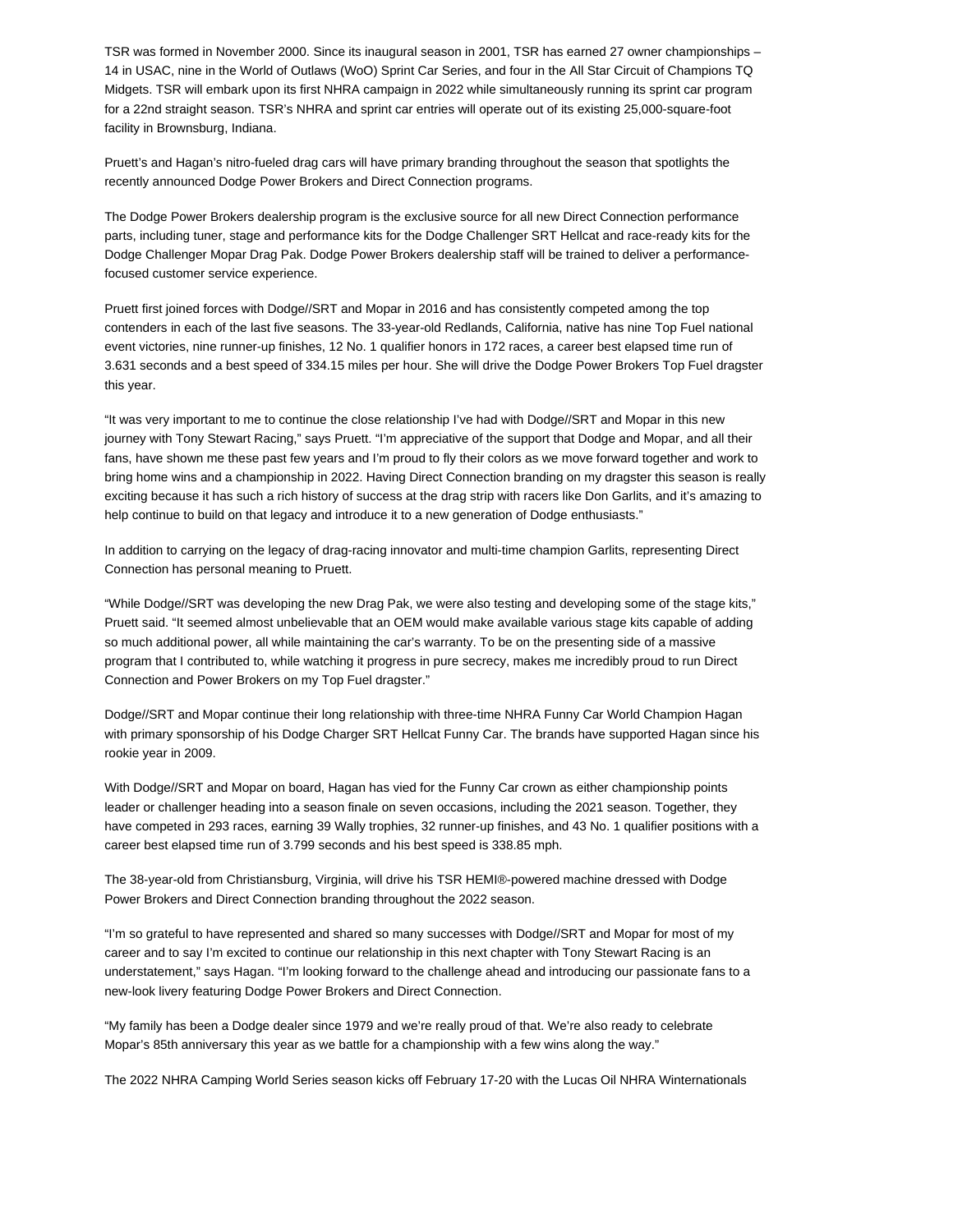TSR was formed in November 2000. Since its inaugural season in 2001, TSR has earned 27 owner championships – 14 in USAC, nine in the World of Outlaws (WoO) Sprint Car Series, and four in the All Star Circuit of Champions TQ Midgets. TSR will embark upon its first NHRA campaign in 2022 while simultaneously running its sprint car program for a 22nd straight season. TSR's NHRA and sprint car entries will operate out of its existing 25,000-square-foot facility in Brownsburg, Indiana.

Pruett's and Hagan's nitro-fueled drag cars will have primary branding throughout the season that spotlights the recently announced Dodge Power Brokers and Direct Connection programs.

The Dodge Power Brokers dealership program is the exclusive source for all new Direct Connection performance parts, including tuner, stage and performance kits for the Dodge Challenger SRT Hellcat and race-ready kits for the Dodge Challenger Mopar Drag Pak. Dodge Power Brokers dealership staff will be trained to deliver a performance-focused customer service experience.

Pruett first joined forces with Dodge//SRT and Mopar in 2016 and has consistently competed among the top contenders in each of the last five seasons. The 33-year-old Redlands, California, native has nine Top Fuel national event victories, nine runner-up finishes, 12 No. 1 qualifier honors in 172 races, a career best elapsed time run of 3.631 seconds and a best speed of 334.15 miles per hour. She will drive the Dodge Power Brokers Top Fuel dragster this year.

"It was very important to me to continue the close relationship I've had with Dodge//SRT and Mopar in this new journey with Tony Stewart Racing," says Pruett. "I'm appreciative of the support that Dodge and Mopar, and all their fans, have shown me these past few years and I'm proud to fly their colors as we move forward together and work to bring home wins and a championship in 2022. Having Direct Connection branding on my dragster this season is really exciting because it has such a rich history of success at the drag strip with racers like Don Garlits, and it's amazing to help continue to build on that legacy and introduce it to a new generation of Dodge enthusiasts."

In addition to carrying on the legacy of drag-racing innovator and multi-time champion Garlits, representing Direct Connection has personal meaning to Pruett.

"While Dodge//SRT was developing the new Drag Pak, we were also testing and developing some of the stage kits," Pruett said. "It seemed almost unbelievable that an OEM would make available various stage kits capable of adding so much additional power, all while maintaining the car's warranty. To be on the presenting side of a massive program that I contributed to, while watching it progress in pure secrecy, makes me incredibly proud to run Direct Connection and Power Brokers on my Top Fuel dragster."

Dodge//SRT and Mopar continue their long relationship with three-time NHRA Funny Car World Champion Hagan with primary sponsorship of his Dodge Charger SRT Hellcat Funny Car. The brands have supported Hagan since his rookie year in 2009.

With Dodge//SRT and Mopar on board, Hagan has vied for the Funny Car crown as either championship points leader or challenger heading into a season finale on seven occasions, including the 2021 season. Together, they have competed in 293 races, earning 39 Wally trophies, 32 runner-up finishes, and 43 No. 1 qualifier positions with a career best elapsed time run of 3.799 seconds and his best speed is 338.85 mph.

The 38-year-old from Christiansburg, Virginia, will drive his TSR HEMI®-powered machine dressed with Dodge Power Brokers and Direct Connection branding throughout the 2022 season.

"I'm so grateful to have represented and shared so many successes with Dodge//SRT and Mopar for most of my career and to say I'm excited to continue our relationship in this next chapter with Tony Stewart Racing is an understatement," says Hagan. "I'm looking forward to the challenge ahead and introducing our passionate fans to a new-look livery featuring Dodge Power Brokers and Direct Connection.

"My family has been a Dodge dealer since 1979 and we're really proud of that. We're also ready to celebrate Mopar's 85th anniversary this year as we battle for a championship with a few wins along the way."

The 2022 NHRA Camping World Series season kicks off February 17-20 with the Lucas Oil NHRA Winternationals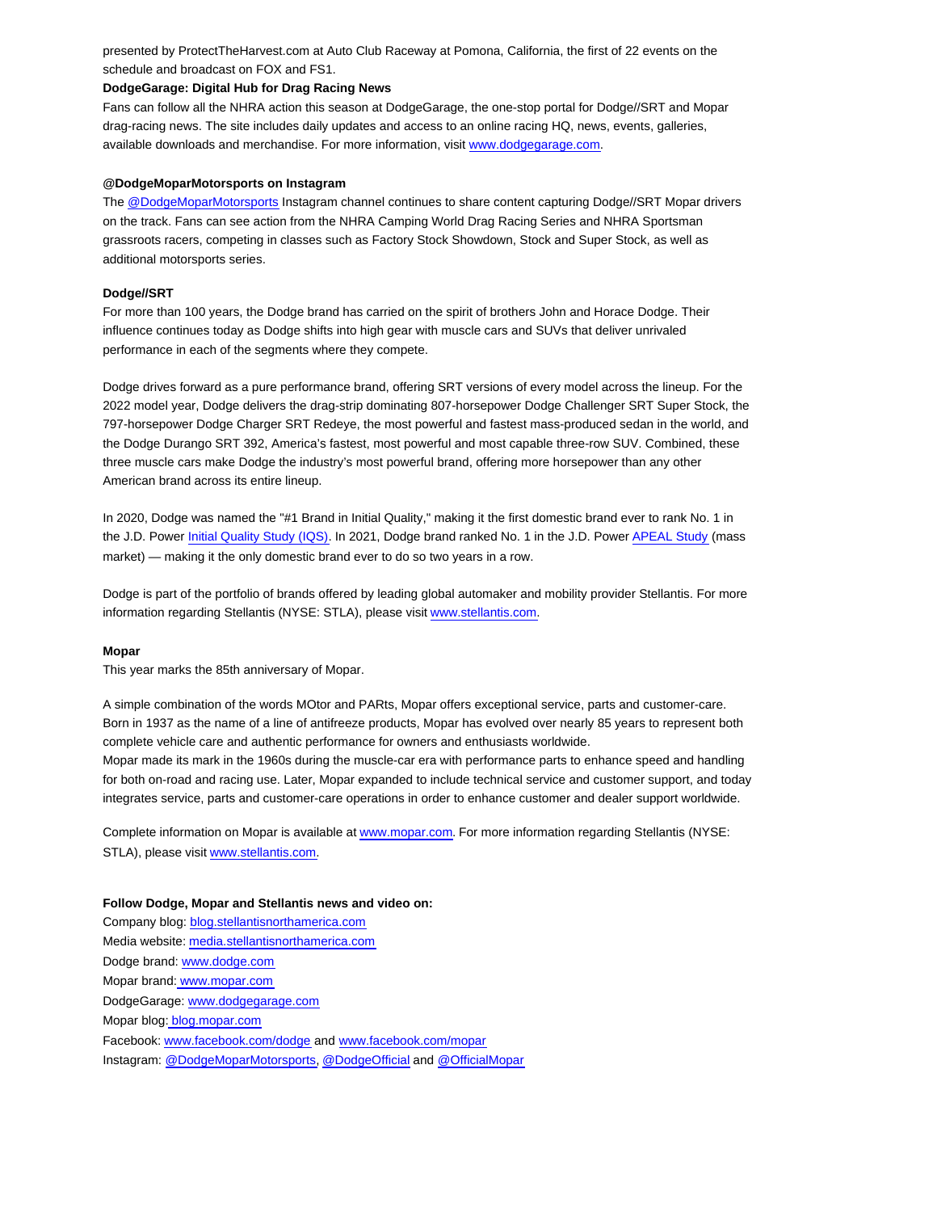presented by ProtectTheHarvest.com at Auto Club Raceway at Pomona, California, the first of 22 events on the schedule and broadcast on FOX and FS1.

**DodgeGarage: Digital Hub for Drag Racing News**

Fans can follow all the NHRA action this season at DodgeGarage, the one-stop portal for Dodge//SRT and Mopar drag-racing news. The site includes daily updates and access to an online racing HQ, news, events, galleries, available downloads and merchandise. For more information, visit www.dodgegarage.com.

**@DodgeMoparMotorsports on Instagram**

The @DodgeMoparMotorsports Instagram channel continues to share content capturing Dodge//SRT Mopar drivers on the track. Fans can see action from the NHRA Camping World Drag Racing Series and NHRA Sportsman grassroots racers, competing in classes such as Factory Stock Showdown, Stock and Super Stock, as well as additional motorsports series.

**Dodge//SRT**

For more than 100 years, the Dodge brand has carried on the spirit of brothers John and Horace Dodge. Their influence continues today as Dodge shifts into high gear with muscle cars and SUVs that deliver unrivaled performance in each of the segments where they compete.

Dodge drives forward as a pure performance brand, offering SRT versions of every model across the lineup. For the 2022 model year, Dodge delivers the drag-strip dominating 807-horsepower Dodge Challenger SRT Super Stock, the 797-horsepower Dodge Charger SRT Redeye, the most powerful and fastest mass-produced sedan in the world, and the Dodge Durango SRT 392, America's fastest, most powerful and most capable three-row SUV. Combined, these three muscle cars make Dodge the industry's most powerful brand, offering more horsepower than any other American brand across its entire lineup.

In 2020, Dodge was named the "#1 Brand in Initial Quality," making it the first domestic brand ever to rank No. 1 in the J.D. Power Initial Quality Study (IQS). In 2021, Dodge brand ranked No. 1 in the J.D. Power APEAL Study (mass market) — making it the only domestic brand ever to do so two years in a row.

Dodge is part of the portfolio of brands offered by leading global automaker and mobility provider Stellantis. For more information regarding Stellantis (NYSE: STLA), please visit www.stellantis.com.

**Mopar**

This year marks the 85th anniversary of Mopar.

A simple combination of the words MOtor and PARts, Mopar offers exceptional service, parts and customer-care. Born in 1937 as the name of a line of antifreeze products, Mopar has evolved over nearly 85 years to represent both complete vehicle care and authentic performance for owners and enthusiasts worldwide.

Mopar made its mark in the 1960s during the muscle-car era with performance parts to enhance speed and handling for both on-road and racing use. Later, Mopar expanded to include technical service and customer support, and today integrates service, parts and customer-care operations in order to enhance customer and dealer support worldwide.

Complete information on Mopar is available at www.mopar.com. For more information regarding Stellantis (NYSE: STLA), please visit www.stellantis.com.

**Follow Dodge, Mopar and Stellantis news and video on:**

Company blog: blog.stellantisnorthamerica.com
Media website: media.stellantisnorthamerica.com
Dodge brand: www.dodge.com
Mopar brand: www.mopar.com
DodgeGarage: www.dodgegarage.com
Mopar blog: blog.mopar.com
Facebook: www.facebook.com/dodge and www.facebook.com/mopar
Instagram: @DodgeMoparMotorsports, @DodgeOfficial and @OfficialMopar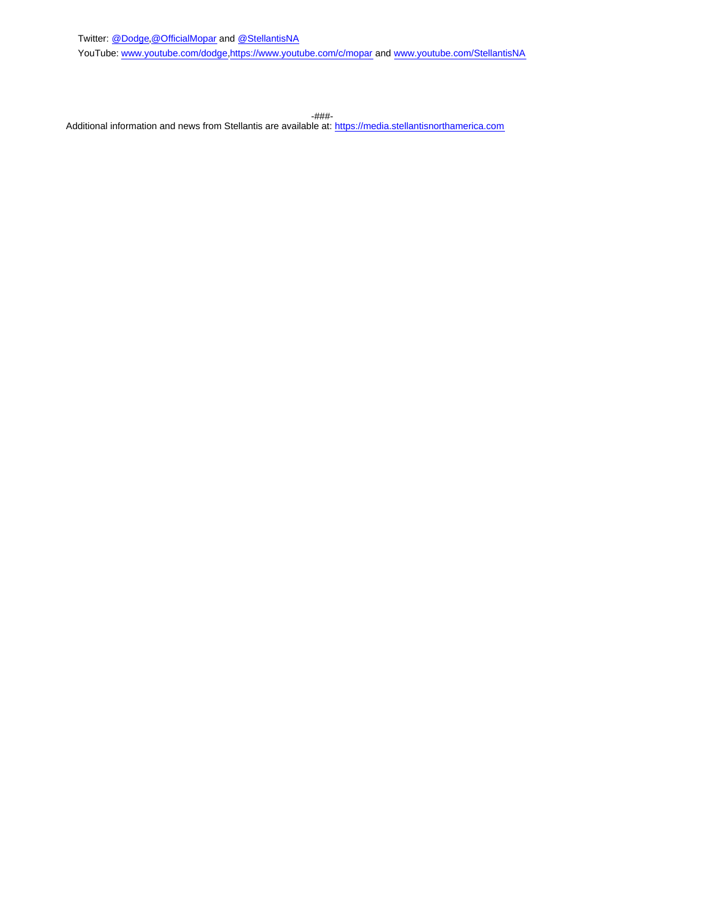Twitter: @Dodge,@OfficialMopar and @StellantisNA

YouTube: www.youtube.com/dodge,https://www.youtube.com/c/mopar and www.youtube.com/StellantisNA

-###-

Additional information and news from Stellantis are available at: https://media.stellantisnorthamerica.com